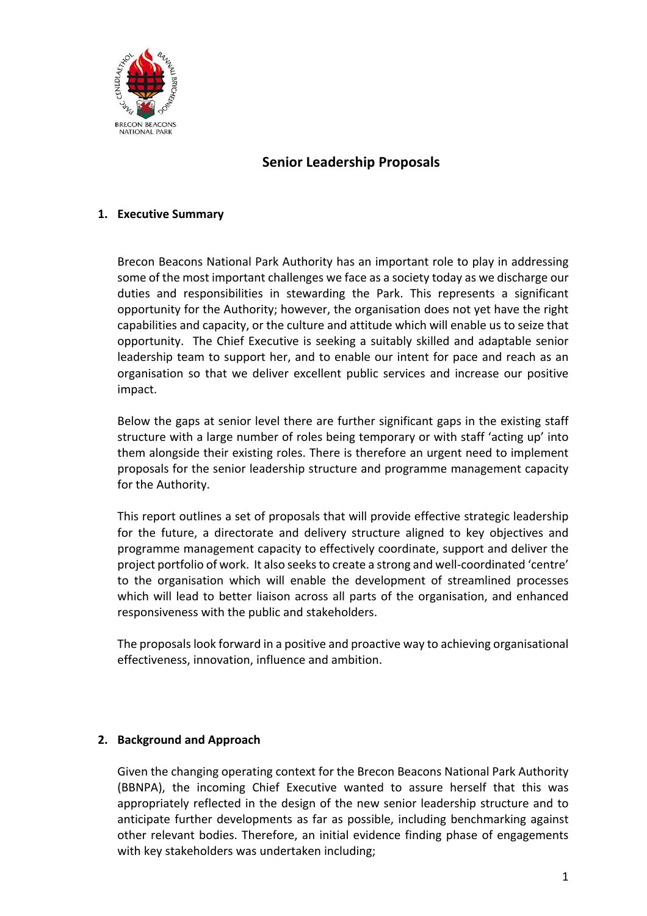# Senior Leadership Proposals

## 1. Executive Summary

Brecon Beacons National Park Authority has an important role to play in addressing some of the most important challenges we face as a society today as we discharge our duties and responsibilities in stewarding the Park. This represents a significant opportunity for the Authority; however, the organisation does not yet have the right capabilities and capacity, or the culture and attitude which will enable us to seize that opportunity. The Chief Executive is seeking a suitably skilled and adaptable senior leadership team to support her, and to enable our intent for pace and reach as an organisation so that we deliver excellent public services and increase our positive impact.

Below the gaps at senior level there are further significant gaps in the existing staff structure with a large number of roles being temporary or with staff 'acting up' into them alongside their existing roles. There is therefore an urgent need to implement proposals for the senior leadership structure and programme management capacity for the Authority.

This report outlines a set of proposals that will provide effective strategic leadership for the future, a directorate and delivery structure aligned to key objectives and programme management capacity to effectively coordinate, support and deliver the project portfolio of work. It also seeks to create a strong and well-coordinated 'centre' to the organisation which will enable the development of streamlined processes which will lead to better liaison across all parts of the organisation, and enhanced responsiveness with the public and stakeholders.

The proposals look forward in a positive and proactive way to achieving organisational effectiveness, innovation, influence and ambition.

## 2. Background and Approach

Given the changing operating context for the Brecon Beacons National Park Authority (BBNPA), the incoming Chief Executive wanted to assure herself that this was appropriately reflected in the design of the new senior leadership structure and to anticipate further developments as far as possible, including benchmarking against other relevant bodies. Therefore, an initial evidence finding phase of engagements with key stakeholders was undertaken including;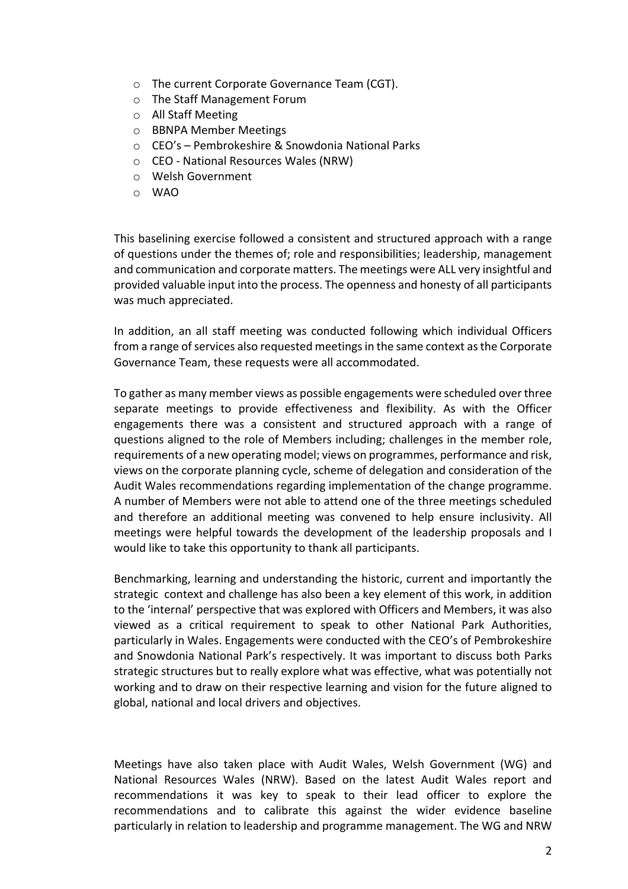- The current Corporate Governance Team (CGT).
- The Staff Management Forum
- All Staff Meeting
- BBNPA Member Meetings
- CEO's – Pembrokeshire & Snowdonia National Parks
- CEO - National Resources Wales (NRW)
- Welsh Government
- WAO

This baselining exercise followed a consistent and structured approach with a range of questions under the themes of; role and responsibilities; leadership, management and communication and corporate matters. The meetings were ALL very insightful and provided valuable input into the process. The openness and honesty of all participants was much appreciated.

In addition, an all staff meeting was conducted following which individual Officers from a range of services also requested meetings in the same context as the Corporate Governance Team, these requests were all accommodated.

To gather as many member views as possible engagements were scheduled over three separate meetings to provide effectiveness and flexibility. As with the Officer engagements there was a consistent and structured approach with a range of questions aligned to the role of Members including; challenges in the member role, requirements of a new operating model; views on programmes, performance and risk, views on the corporate planning cycle, scheme of delegation and consideration of the Audit Wales recommendations regarding implementation of the change programme. A number of Members were not able to attend one of the three meetings scheduled and therefore an additional meeting was convened to help ensure inclusivity. All meetings were helpful towards the development of the leadership proposals and I would like to take this opportunity to thank all participants.

Benchmarking, learning and understanding the historic, current and importantly the strategic context and challenge has also been a key element of this work, in addition to the 'internal' perspective that was explored with Officers and Members, it was also viewed as a critical requirement to speak to other National Park Authorities, particularly in Wales. Engagements were conducted with the CEO's of Pembrokeshire and Snowdonia National Park's respectively. It was important to discuss both Parks strategic structures but to really explore what was effective, what was potentially not working and to draw on their respective learning and vision for the future aligned to global, national and local drivers and objectives.

Meetings have also taken place with Audit Wales, Welsh Government (WG) and National Resources Wales (NRW). Based on the latest Audit Wales report and recommendations it was key to speak to their lead officer to explore the recommendations and to calibrate this against the wider evidence baseline particularly in relation to leadership and programme management. The WG and NRW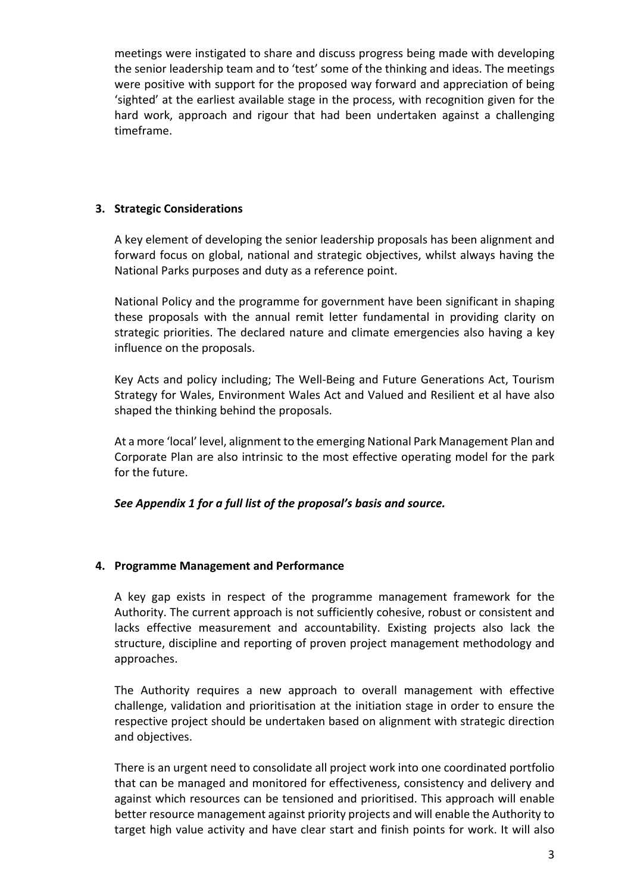meetings were instigated to share and discuss progress being made with developing the senior leadership team and to 'test' some of the thinking and ideas. The meetings were positive with support for the proposed way forward and appreciation of being 'sighted' at the earliest available stage in the process, with recognition given for the hard work, approach and rigour that had been undertaken against a challenging timeframe.

## 3. Strategic Considerations

A key element of developing the senior leadership proposals has been alignment and forward focus on global, national and strategic objectives, whilst always having the National Parks purposes and duty as a reference point.

National Policy and the programme for government have been significant in shaping these proposals with the annual remit letter fundamental in providing clarity on strategic priorities. The declared nature and climate emergencies also having a key influence on the proposals.

Key Acts and policy including; The Well-Being and Future Generations Act, Tourism Strategy for Wales, Environment Wales Act and Valued and Resilient et al have also shaped the thinking behind the proposals.

At a more 'local' level, alignment to the emerging National Park Management Plan and Corporate Plan are also intrinsic to the most effective operating model for the park for the future.

***See Appendix 1 for a full list of the proposal's basis and source.***

## 4. Programme Management and Performance

A key gap exists in respect of the programme management framework for the Authority. The current approach is not sufficiently cohesive, robust or consistent and lacks effective measurement and accountability. Existing projects also lack the structure, discipline and reporting of proven project management methodology and approaches.

The Authority requires a new approach to overall management with effective challenge, validation and prioritisation at the initiation stage in order to ensure the respective project should be undertaken based on alignment with strategic direction and objectives.

There is an urgent need to consolidate all project work into one coordinated portfolio that can be managed and monitored for effectiveness, consistency and delivery and against which resources can be tensioned and prioritised. This approach will enable better resource management against priority projects and will enable the Authority to target high value activity and have clear start and finish points for work. It will also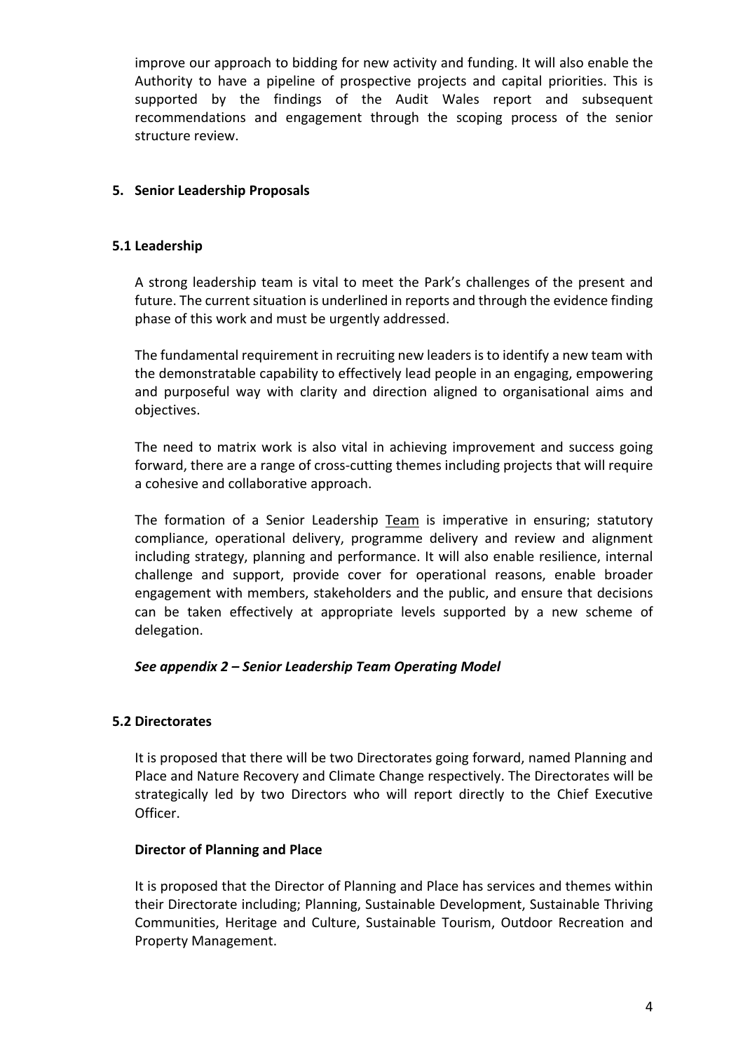improve our approach to bidding for new activity and funding. It will also enable the Authority to have a pipeline of prospective projects and capital priorities. This is supported by the findings of the Audit Wales report and subsequent recommendations and engagement through the scoping process of the senior structure review.

## 5. Senior Leadership Proposals

### 5.1 Leadership

A strong leadership team is vital to meet the Park's challenges of the present and future. The current situation is underlined in reports and through the evidence finding phase of this work and must be urgently addressed.

The fundamental requirement in recruiting new leaders is to identify a new team with the demonstratable capability to effectively lead people in an engaging, empowering and purposeful way with clarity and direction aligned to organisational aims and objectives.

The need to matrix work is also vital in achieving improvement and success going forward, there are a range of cross-cutting themes including projects that will require a cohesive and collaborative approach.

The formation of a Senior Leadership Team is imperative in ensuring; statutory compliance, operational delivery, programme delivery and review and alignment including strategy, planning and performance. It will also enable resilience, internal challenge and support, provide cover for operational reasons, enable broader engagement with members, stakeholders and the public, and ensure that decisions can be taken effectively at appropriate levels supported by a new scheme of delegation.

***See appendix 2 – Senior Leadership Team Operating Model***

### 5.2 Directorates

It is proposed that there will be two Directorates going forward, named Planning and Place and Nature Recovery and Climate Change respectively. The Directorates will be strategically led by two Directors who will report directly to the Chief Executive Officer.

**Director of Planning and Place**

It is proposed that the Director of Planning and Place has services and themes within their Directorate including; Planning, Sustainable Development, Sustainable Thriving Communities, Heritage and Culture, Sustainable Tourism, Outdoor Recreation and Property Management.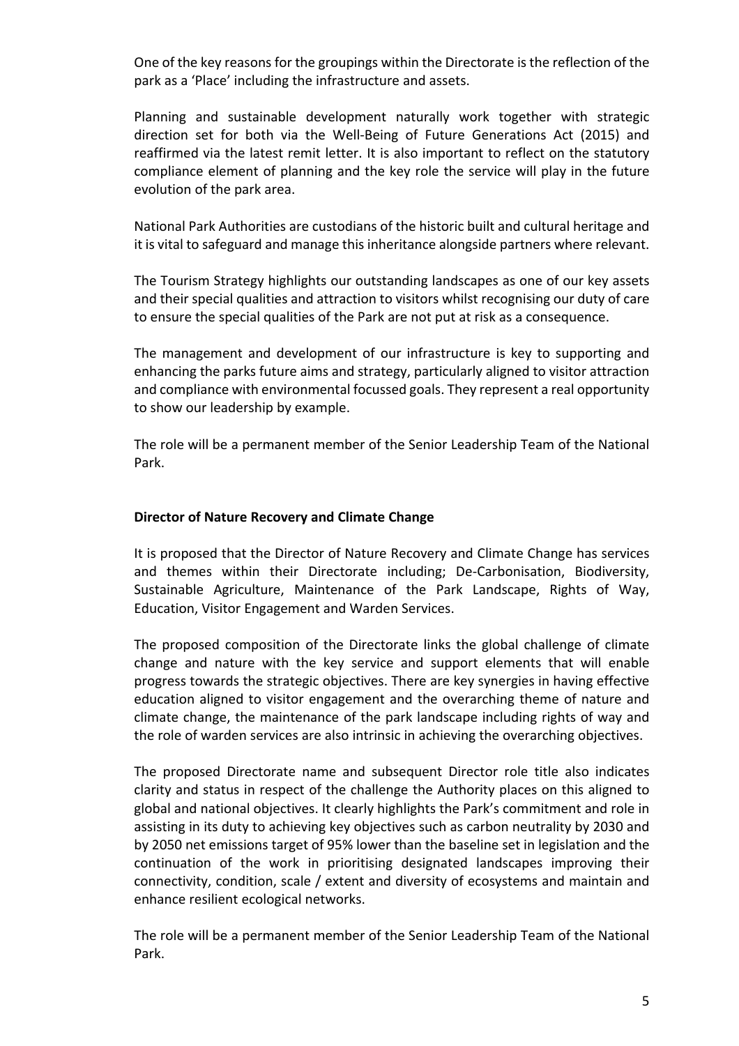One of the key reasons for the groupings within the Directorate is the reflection of the park as a 'Place' including the infrastructure and assets.

Planning and sustainable development naturally work together with strategic direction set for both via the Well-Being of Future Generations Act (2015) and reaffirmed via the latest remit letter. It is also important to reflect on the statutory compliance element of planning and the key role the service will play in the future evolution of the park area.

National Park Authorities are custodians of the historic built and cultural heritage and it is vital to safeguard and manage this inheritance alongside partners where relevant.

The Tourism Strategy highlights our outstanding landscapes as one of our key assets and their special qualities and attraction to visitors whilst recognising our duty of care to ensure the special qualities of the Park are not put at risk as a consequence.

The management and development of our infrastructure is key to supporting and enhancing the parks future aims and strategy, particularly aligned to visitor attraction and compliance with environmental focussed goals. They represent a real opportunity to show our leadership by example.

The role will be a permanent member of the Senior Leadership Team of the National Park.

**Director of Nature Recovery and Climate Change**

It is proposed that the Director of Nature Recovery and Climate Change has services and themes within their Directorate including; De-Carbonisation, Biodiversity, Sustainable Agriculture, Maintenance of the Park Landscape, Rights of Way, Education, Visitor Engagement and Warden Services.

The proposed composition of the Directorate links the global challenge of climate change and nature with the key service and support elements that will enable progress towards the strategic objectives. There are key synergies in having effective education aligned to visitor engagement and the overarching theme of nature and climate change, the maintenance of the park landscape including rights of way and the role of warden services are also intrinsic in achieving the overarching objectives.

The proposed Directorate name and subsequent Director role title also indicates clarity and status in respect of the challenge the Authority places on this aligned to global and national objectives. It clearly highlights the Park's commitment and role in assisting in its duty to achieving key objectives such as carbon neutrality by 2030 and by 2050 net emissions target of 95% lower than the baseline set in legislation and the continuation of the work in prioritising designated landscapes improving their connectivity, condition, scale / extent and diversity of ecosystems and maintain and enhance resilient ecological networks.

The role will be a permanent member of the Senior Leadership Team of the National Park.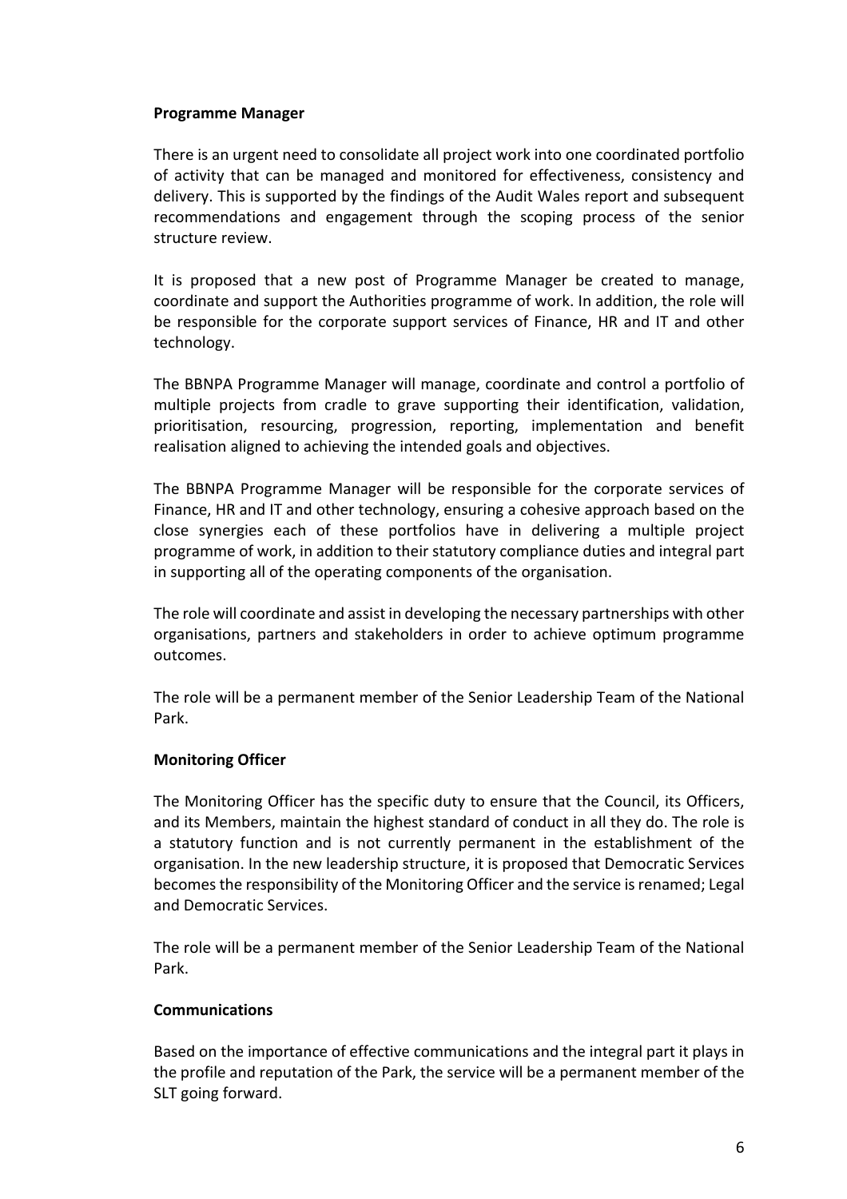**Programme Manager**

There is an urgent need to consolidate all project work into one coordinated portfolio of activity that can be managed and monitored for effectiveness, consistency and delivery. This is supported by the findings of the Audit Wales report and subsequent recommendations and engagement through the scoping process of the senior structure review.

It is proposed that a new post of Programme Manager be created to manage, coordinate and support the Authorities programme of work. In addition, the role will be responsible for the corporate support services of Finance, HR and IT and other technology.

The BBNPA Programme Manager will manage, coordinate and control a portfolio of multiple projects from cradle to grave supporting their identification, validation, prioritisation, resourcing, progression, reporting, implementation and benefit realisation aligned to achieving the intended goals and objectives.

The BBNPA Programme Manager will be responsible for the corporate services of Finance, HR and IT and other technology, ensuring a cohesive approach based on the close synergies each of these portfolios have in delivering a multiple project programme of work, in addition to their statutory compliance duties and integral part in supporting all of the operating components of the organisation.

The role will coordinate and assist in developing the necessary partnerships with other organisations, partners and stakeholders in order to achieve optimum programme outcomes.

The role will be a permanent member of the Senior Leadership Team of the National Park.

**Monitoring Officer**

The Monitoring Officer has the specific duty to ensure that the Council, its Officers, and its Members, maintain the highest standard of conduct in all they do. The role is a statutory function and is not currently permanent in the establishment of the organisation. In the new leadership structure, it is proposed that Democratic Services becomes the responsibility of the Monitoring Officer and the service is renamed; Legal and Democratic Services.

The role will be a permanent member of the Senior Leadership Team of the National Park.

**Communications**

Based on the importance of effective communications and the integral part it plays in the profile and reputation of the Park, the service will be a permanent member of the SLT going forward.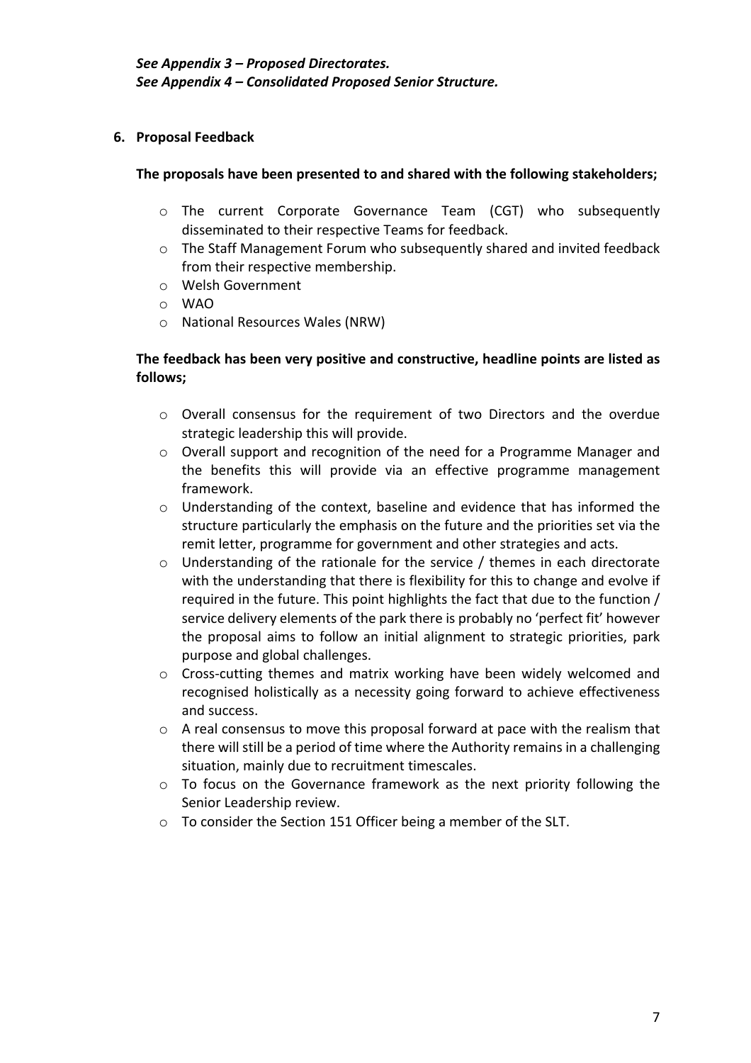***See Appendix 3 – Proposed Directorates.***
***See Appendix 4 – Consolidated Proposed Senior Structure.***

## 6. Proposal Feedback

**The proposals have been presented to and shared with the following stakeholders;**

- The current Corporate Governance Team (CGT) who subsequently disseminated to their respective Teams for feedback.
- The Staff Management Forum who subsequently shared and invited feedback from their respective membership.
- Welsh Government
- WAO
- National Resources Wales (NRW)

**The feedback has been very positive and constructive, headline points are listed as follows;**

- Overall consensus for the requirement of two Directors and the overdue strategic leadership this will provide.
- Overall support and recognition of the need for a Programme Manager and the benefits this will provide via an effective programme management framework.
- Understanding of the context, baseline and evidence that has informed the structure particularly the emphasis on the future and the priorities set via the remit letter, programme for government and other strategies and acts.
- Understanding of the rationale for the service / themes in each directorate with the understanding that there is flexibility for this to change and evolve if required in the future. This point highlights the fact that due to the function / service delivery elements of the park there is probably no 'perfect fit' however the proposal aims to follow an initial alignment to strategic priorities, park purpose and global challenges.
- Cross-cutting themes and matrix working have been widely welcomed and recognised holistically as a necessity going forward to achieve effectiveness and success.
- A real consensus to move this proposal forward at pace with the realism that there will still be a period of time where the Authority remains in a challenging situation, mainly due to recruitment timescales.
- To focus on the Governance framework as the next priority following the Senior Leadership review.
- To consider the Section 151 Officer being a member of the SLT.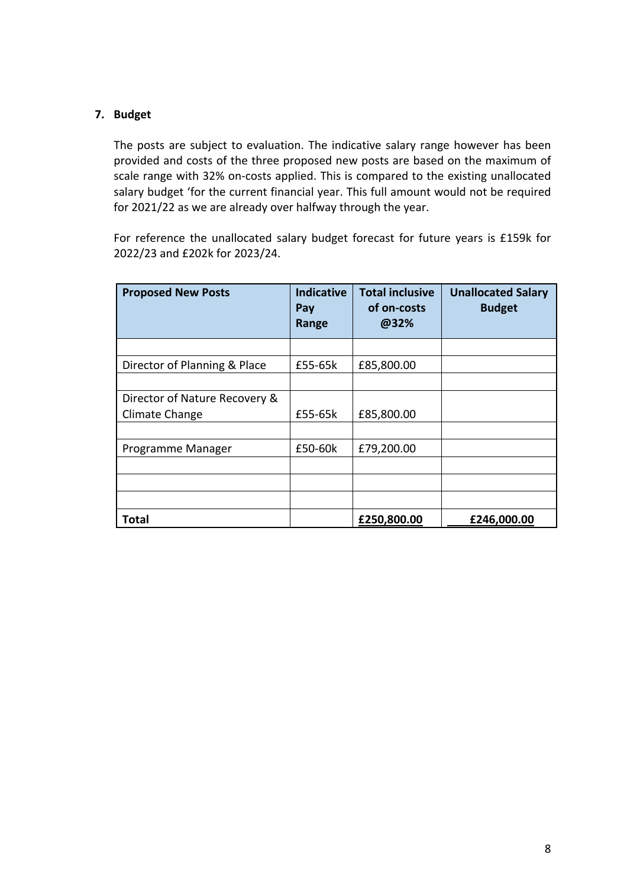## 7. Budget

The posts are subject to evaluation. The indicative salary range however has been provided and costs of the three proposed new posts are based on the maximum of scale range with 32% on-costs applied. This is compared to the existing unallocated salary budget 'for the current financial year. This full amount would not be required for 2021/22 as we are already over halfway through the year.

For reference the unallocated salary budget forecast for future years is £159k for 2022/23 and £202k for 2023/24.

| Proposed New Posts | Indicative Pay Range | Total inclusive of on-costs @32% | Unallocated Salary Budget |
|---|---|---|---|
| | | | |
| Director of Planning & Place | £55-65k | £85,800.00 | |
| | | | |
| Director of Nature Recovery & Climate Change | £55-65k | £85,800.00 | |
| | | | |
| Programme Manager | £50-60k | £79,200.00 | |
| | | | |
| | | | |
| | | | |
| **Total** | | **£250,800.00** | **£246,000.00** |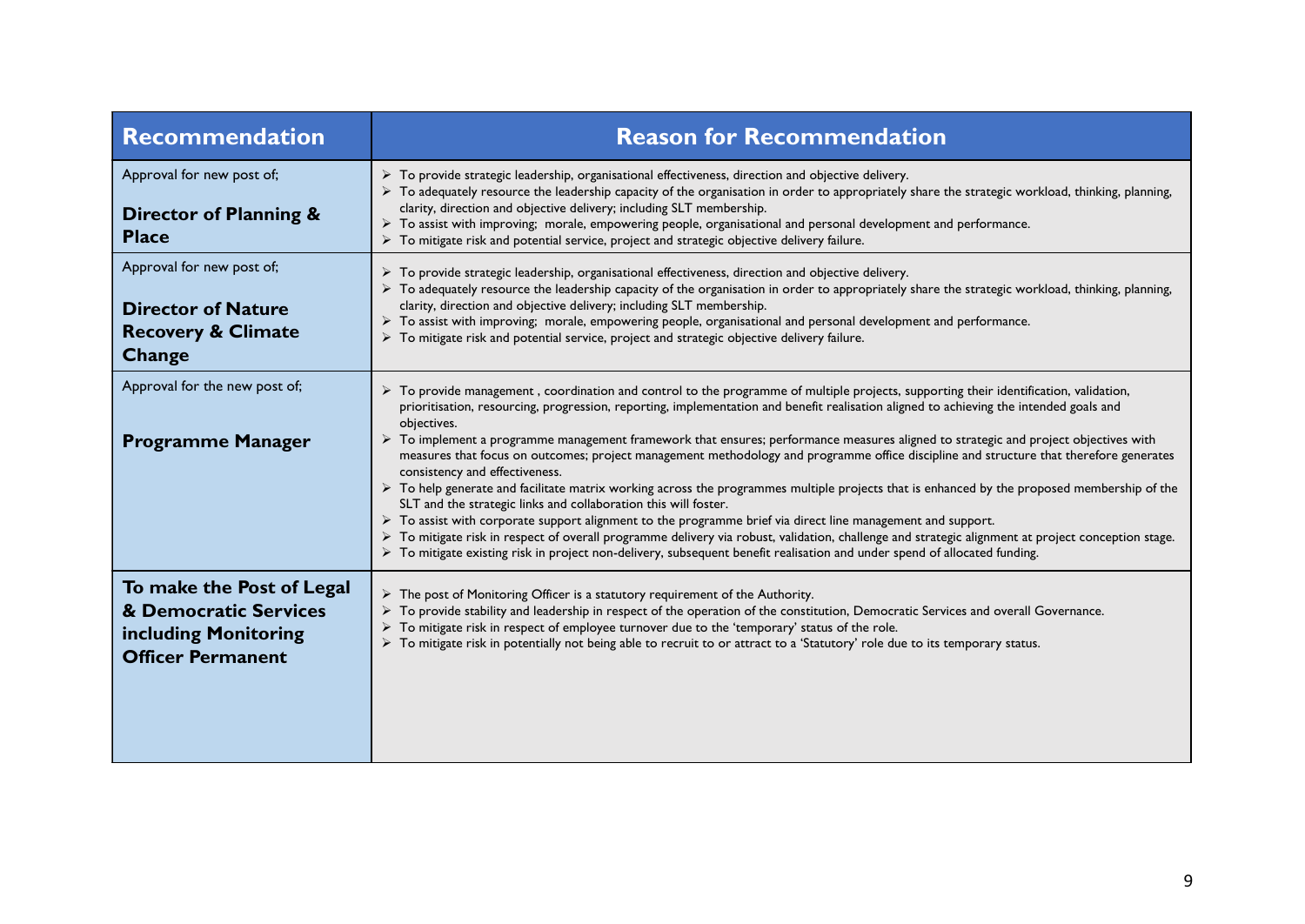| Recommendation | Reason for Recommendation |
|---|---|
| Approval for new post of;<br><br>**Director of Planning & Place** | ➢ To provide strategic leadership, organisational effectiveness, direction and objective delivery.<br>➢ To adequately resource the leadership capacity of the organisation in order to appropriately share the strategic workload, thinking, planning, clarity, direction and objective delivery; including SLT membership.<br>➢ To assist with improving; morale, empowering people, organisational and personal development and performance.<br>➢ To mitigate risk and potential service, project and strategic objective delivery failure. |
| Approval for new post of;<br><br>**Director of Nature Recovery & Climate Change** | ➢ To provide strategic leadership, organisational effectiveness, direction and objective delivery.<br>➢ To adequately resource the leadership capacity of the organisation in order to appropriately share the strategic workload, thinking, planning, clarity, direction and objective delivery; including SLT membership.<br>➢ To assist with improving; morale, empowering people, organisational and personal development and performance.<br>➢ To mitigate risk and potential service, project and strategic objective delivery failure. |
| Approval for the new post of;<br><br>**Programme Manager** | ➢ To provide management , coordination and control to the programme of multiple projects, supporting their identification, validation, prioritisation, resourcing, progression, reporting, implementation and benefit realisation aligned to achieving the intended goals and objectives.<br>➢ To implement a programme management framework that ensures; performance measures aligned to strategic and project objectives with measures that focus on outcomes; project management methodology and programme office discipline and structure that therefore generates consistency and effectiveness.<br>➢ To help generate and facilitate matrix working across the programmes multiple projects that is enhanced by the proposed membership of the SLT and the strategic links and collaboration this will foster.<br>➢ To assist with corporate support alignment to the programme brief via direct line management and support.<br>➢ To mitigate risk in respect of overall programme delivery via robust, validation, challenge and strategic alignment at project conception stage.<br>➢ To mitigate existing risk in project non-delivery, subsequent benefit realisation and under spend of allocated funding. |
| **To make the Post of Legal & Democratic Services including Monitoring Officer Permanent** | ➢ The post of Monitoring Officer is a statutory requirement of the Authority.<br>➢ To provide stability and leadership in respect of the operation of the constitution, Democratic Services and overall Governance.<br>➢ To mitigate risk in respect of employee turnover due to the 'temporary' status of the role.<br>➢ To mitigate risk in potentially not being able to recruit to or attract to a 'Statutory' role due to its temporary status. |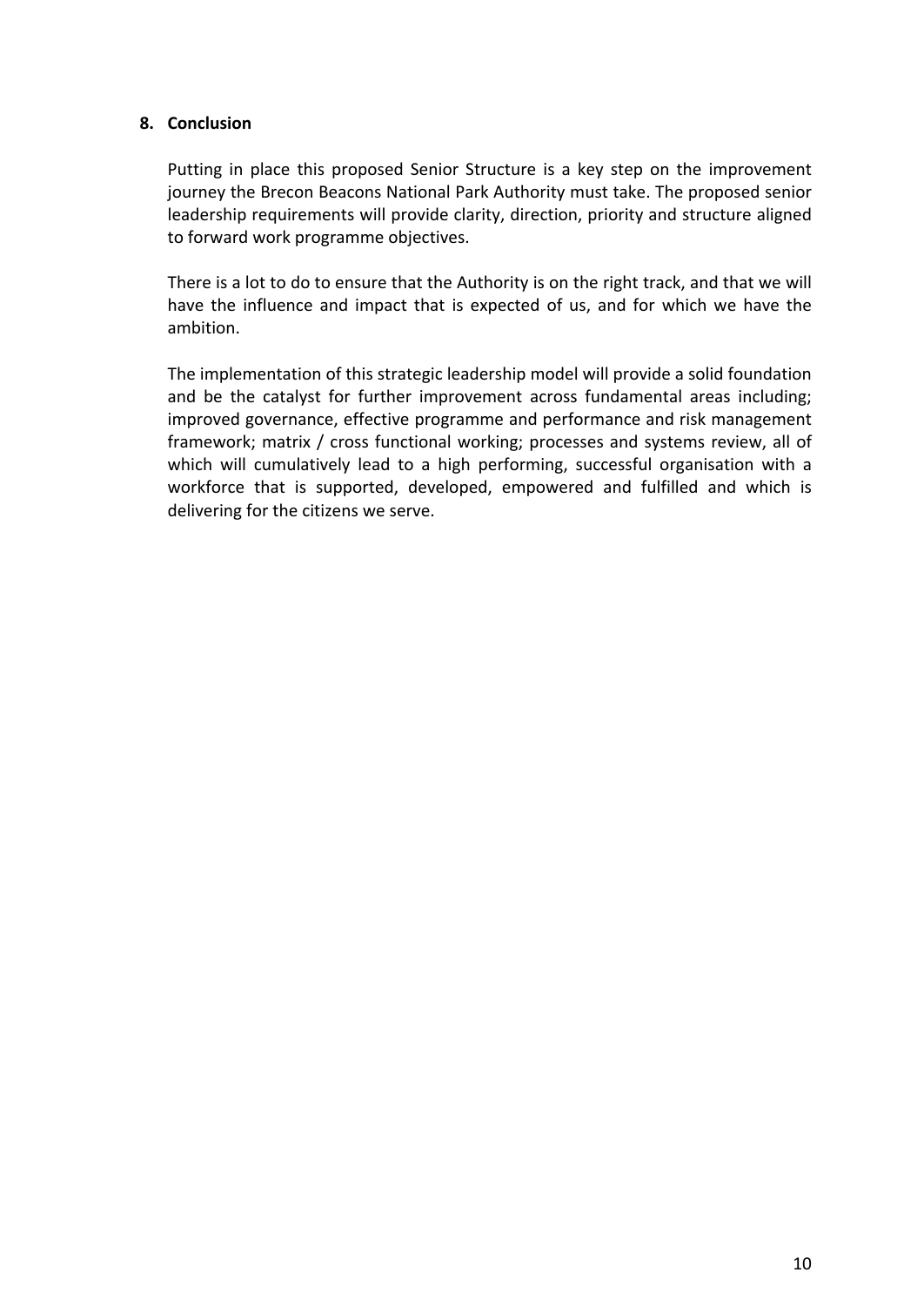## 8. Conclusion

Putting in place this proposed Senior Structure is a key step on the improvement journey the Brecon Beacons National Park Authority must take. The proposed senior leadership requirements will provide clarity, direction, priority and structure aligned to forward work programme objectives.

There is a lot to do to ensure that the Authority is on the right track, and that we will have the influence and impact that is expected of us, and for which we have the ambition.

The implementation of this strategic leadership model will provide a solid foundation and be the catalyst for further improvement across fundamental areas including; improved governance, effective programme and performance and risk management framework; matrix / cross functional working; processes and systems review, all of which will cumulatively lead to a high performing, successful organisation with a workforce that is supported, developed, empowered and fulfilled and which is delivering for the citizens we serve.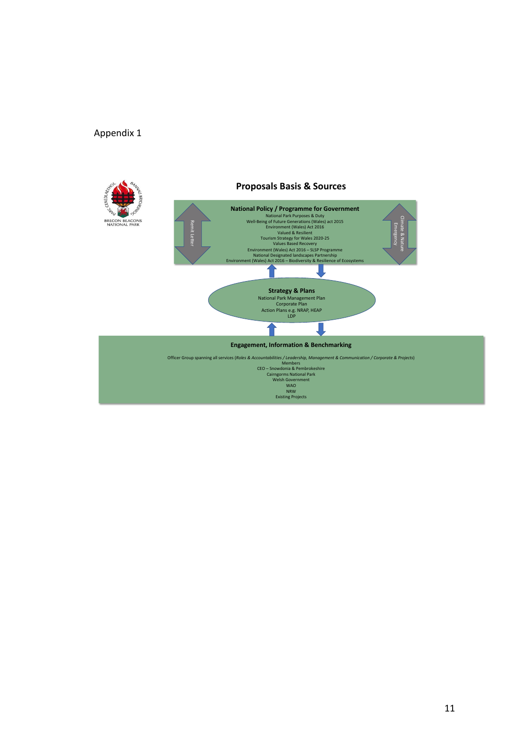Appendix 1

BRECON BEACONS NATIONAL PARK

## Proposals Basis & Sources

### National Policy / Programme for Government

Remit Letter

Climate & Nature Emergency

National Park Purposes & Duty
Well-Being of Future Generations (Wales) act 2015
Environment (Wales) Act 2016
Valued & Resilient
Tourism Strategy for Wales 2020-25
Values Based Recovery
Environment (Wales) Act 2016 – SLSP Programme
National Designated landscapes Partnership
Environment (Wales) Act 2016 – Biodiversity & Resilience of Ecosystems

### Strategy & Plans

National Park Management Plan
Corporate Plan
Action Plans e.g. NRAP, HEAP
LDP

### Engagement, Information & Benchmarking

Officer Group spanning all services (*Roles & Accountabilities / Leadership, Management & Communication / Corporate & Projects*)
Members
CEO – Snowdonia & Pembrokeshire
Cairngorms National Park
Welsh Government
WAO
NRW
Existing Projects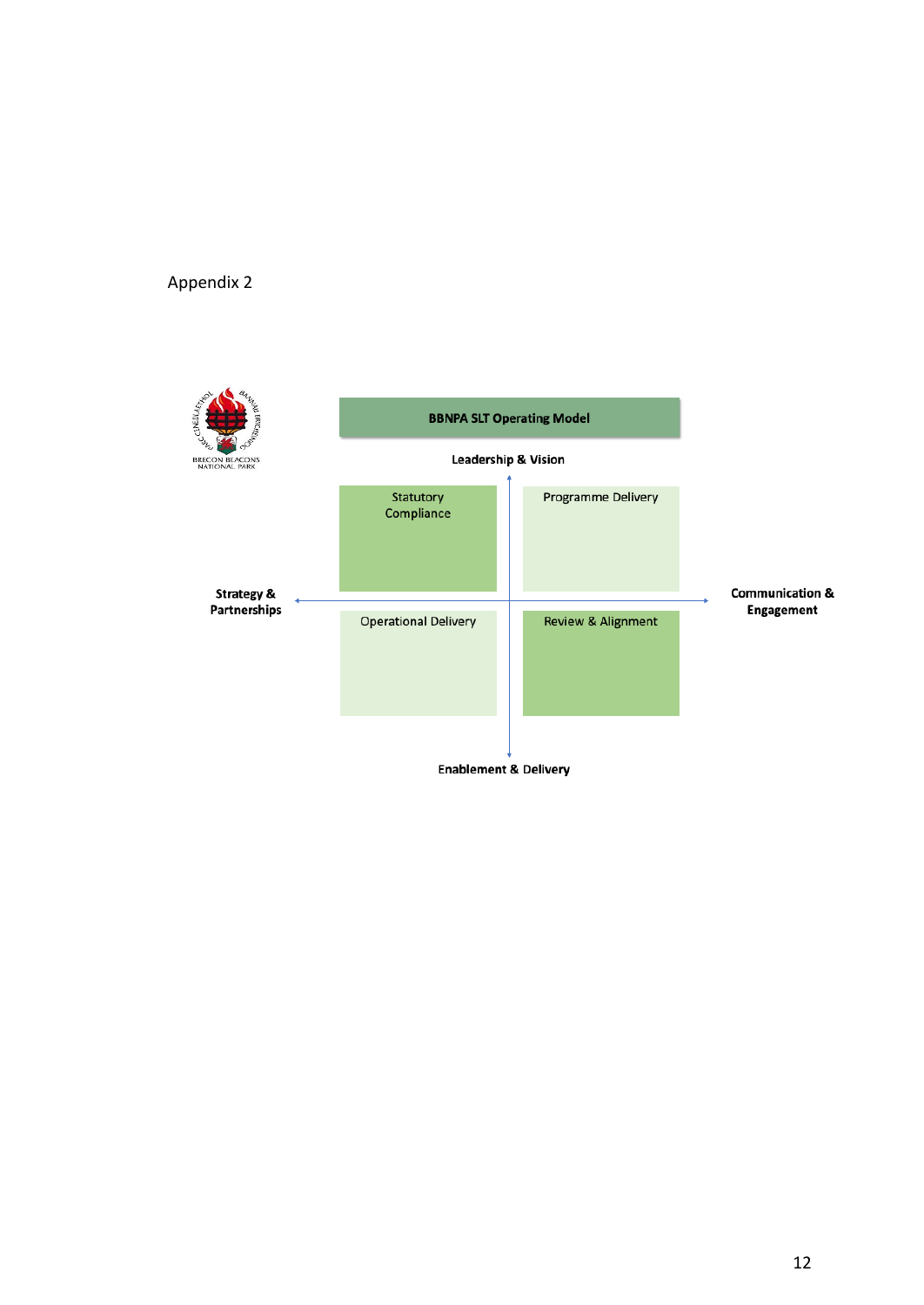Appendix 2

**BBNPA SLT Operating Model**

**Leadership & Vision**

| Statutory Compliance | Programme Delivery |
|---|---|
| Operational Delivery | Review & Alignment |

**Strategy & Partnerships** ← → **Communication & Engagement**

**Enablement & Delivery**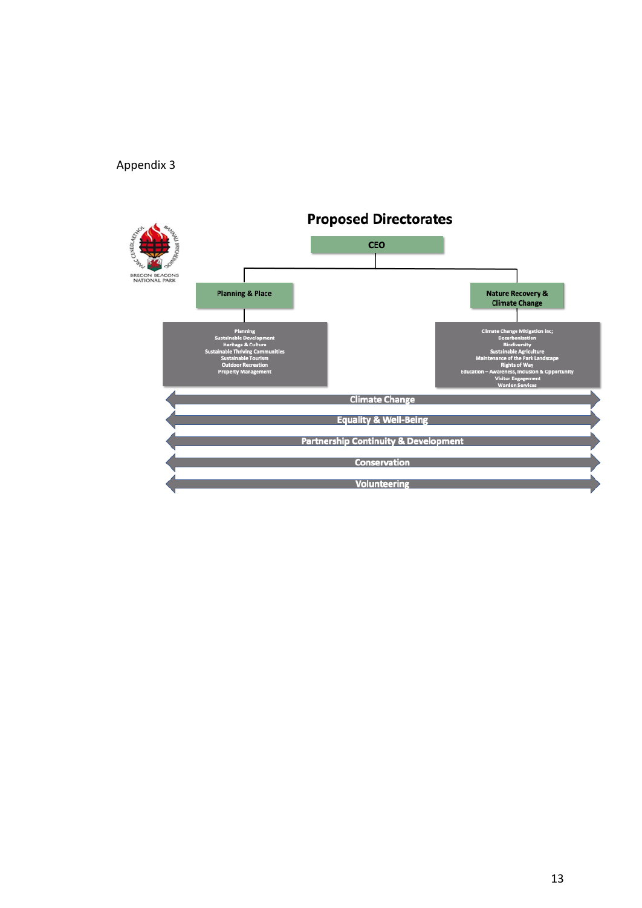Appendix 3

## Proposed Directorates

**CEO**

**Planning & Place**

- Planning
- Sustainable Development
- Heritage & Culture
- Sustainable Thriving Communities
- Sustainable Tourism
- Outdoor Recreation
- Property Management

**Nature Recovery & Climate Change**

- Climate Change Mitigation inc;
- Decarbonisation
- Biodiversity
- Sustainable Agriculture
- Maintenance of the Park Landscape
- Rights of Way
- Education – Awareness, Inclusion & Opportunity
- Visitor Engagement
- Warden Services

**Cross-cutting themes:**

- Climate Change
- Equality & Well-Being
- Partnership Continuity & Development
- Conservation
- Volunteering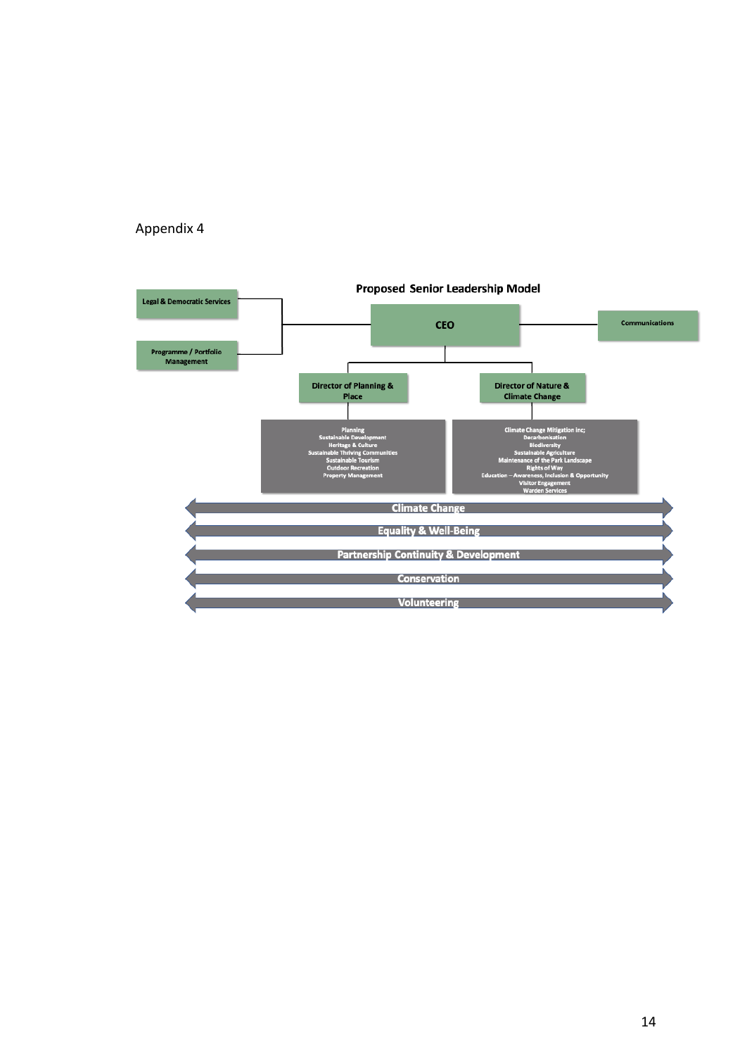Appendix 4

**Proposed Senior Leadership Model**

Legal & Democratic Services

Programme / Portfolio Management

CEO

Communications

Director of Planning & Place

Director of Nature & Climate Change

Planning
Sustainable Development
Heritage & Culture
Sustainable Thriving Communities
Sustainable Tourism
Outdoor Recreation
Property Management

Climate Change Mitigation inc;
Decarbonisation
Biodiversity
Sustainable Agriculture
Maintenance of the Park Landscape
Rights of Way
Education – Awareness, Inclusion & Opportunity
Visitor Engagement
Warden Services

Climate Change

Equality & Well-Being

Partnership Continuity & Development

Conservation

Volunteering